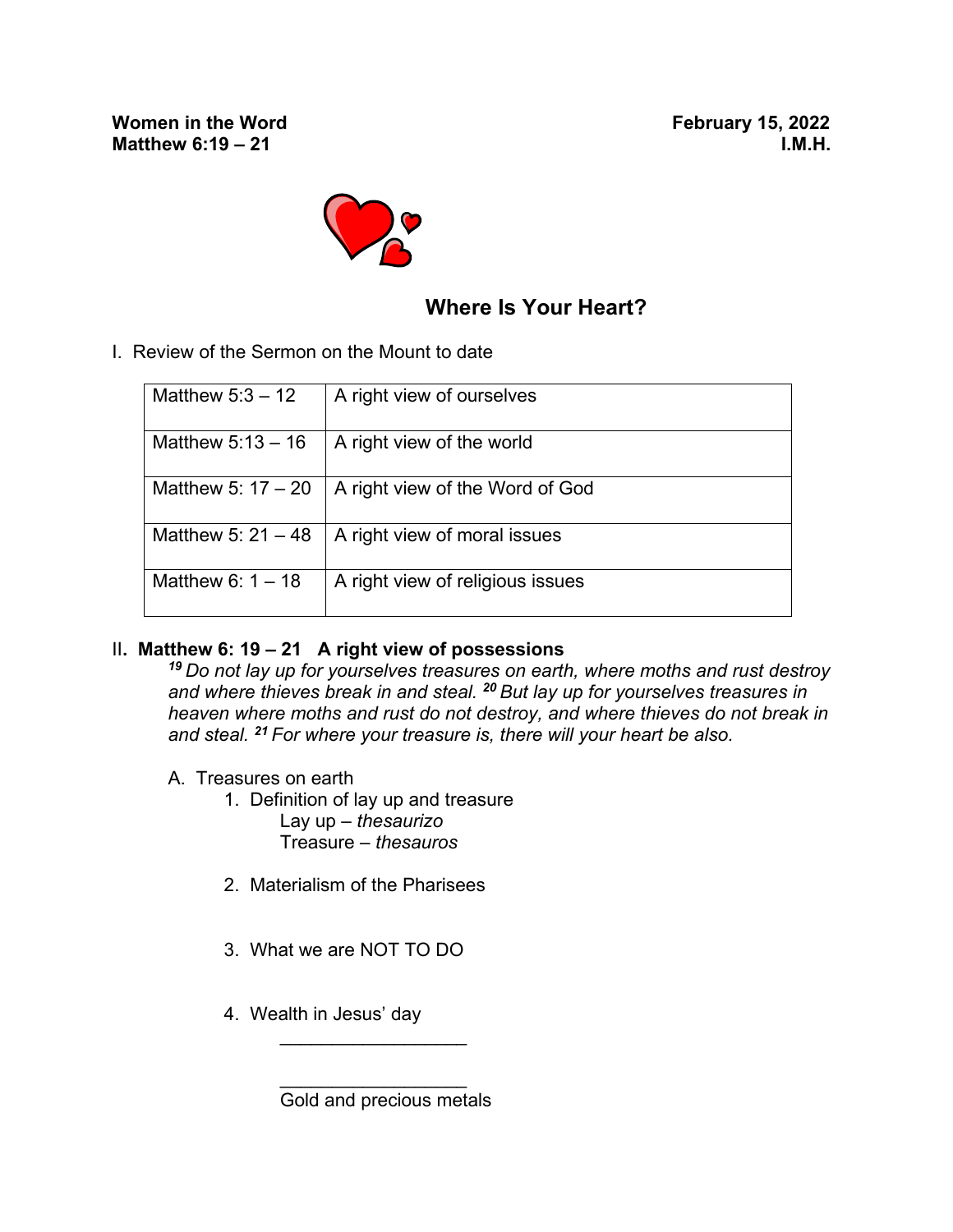**Women in the Word** **February 15, 2022**
**Matthew 6:19 – 21** **I.M.H.**

## Where Is Your Heart?

I. Review of the Sermon on the Mount to date

| | |
|---|---|
| Matthew 5:3 – 12 | A right view of ourselves |
| Matthew 5:13 – 16 | A right view of the world |
| Matthew 5: 17 – 20 | A right view of the Word of God |
| Matthew 5: 21 – 48 | A right view of moral issues |
| Matthew 6: 1 – 18 | A right view of religious issues |

II. **Matthew 6: 19 – 21 A right view of possessions**

***19*** *Do not lay up for yourselves treasures on earth, where moths and rust destroy and where thieves break in and steal.* ***20*** *But lay up for yourselves treasures in heaven where moths and rust do not destroy, and where thieves do not break in and steal.* ***21*** *For where your treasure is, there will your heart be also.*

A. Treasures on earth

1. Definition of lay up and treasure
   - Lay up – *thesaurizo*
   - Treasure – *thesauros*

2. Materialism of the Pharisees

3. What we are NOT TO DO

4. Wealth in Jesus' day
   - ___________________
   - ___________________
   - Gold and precious metals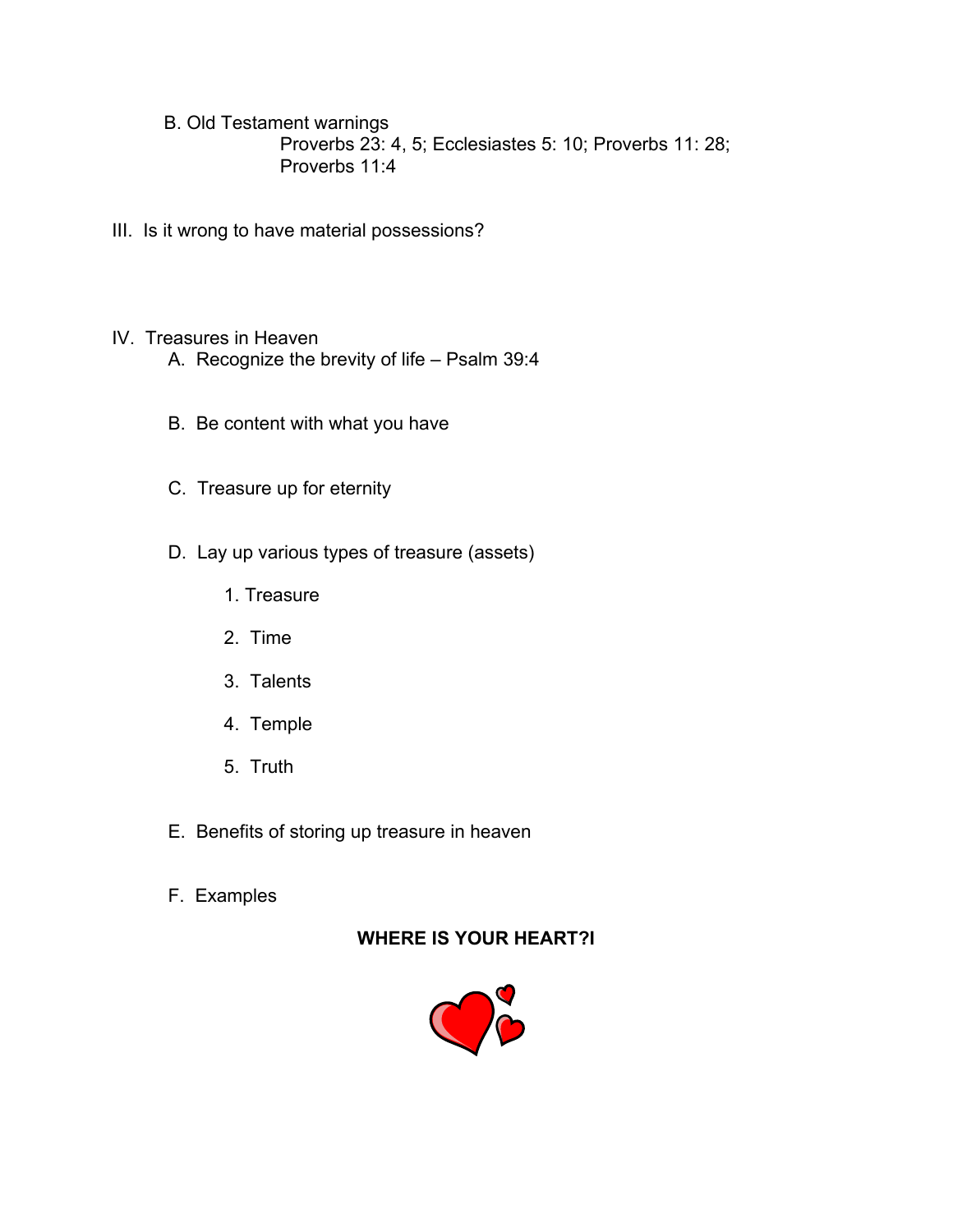B. Old Testament warnings

Proverbs 23: 4, 5; Ecclesiastes 5: 10; Proverbs 11: 28; Proverbs 11:4

III. Is it wrong to have material possessions?

IV. Treasures in Heaven

A. Recognize the brevity of life – Psalm 39:4

B. Be content with what you have

C. Treasure up for eternity

D. Lay up various types of treasure (assets)

1. Treasure
2. Time
3. Talents
4. Temple
5. Truth

E. Benefits of storing up treasure in heaven

F. Examples

**WHERE IS YOUR HEART?!**